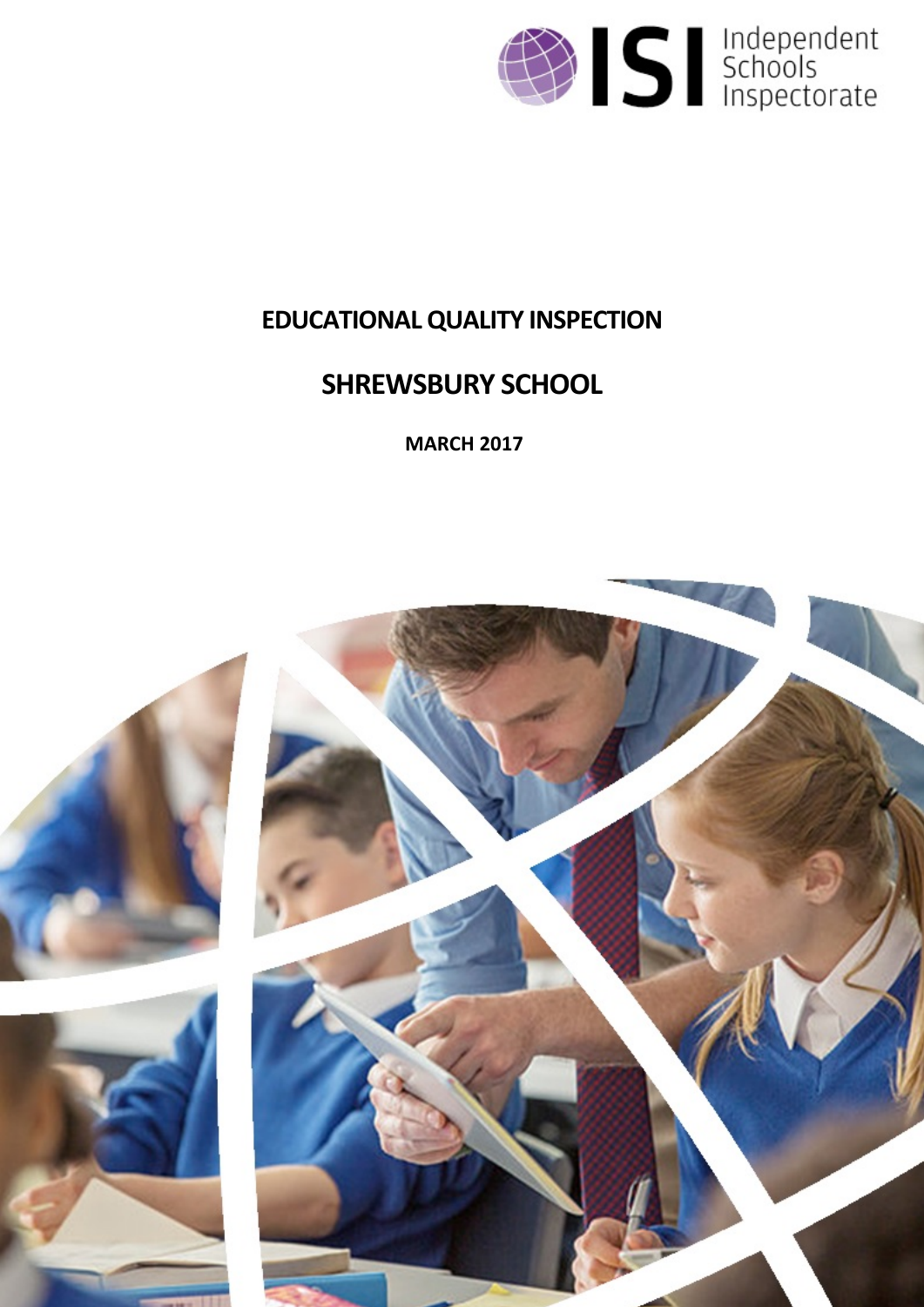Independent Schools Inspectorate

# EDUCATIONAL QUALITY INSPECTION

## SHREWSBURY SCHOOL

**MARCH 2017**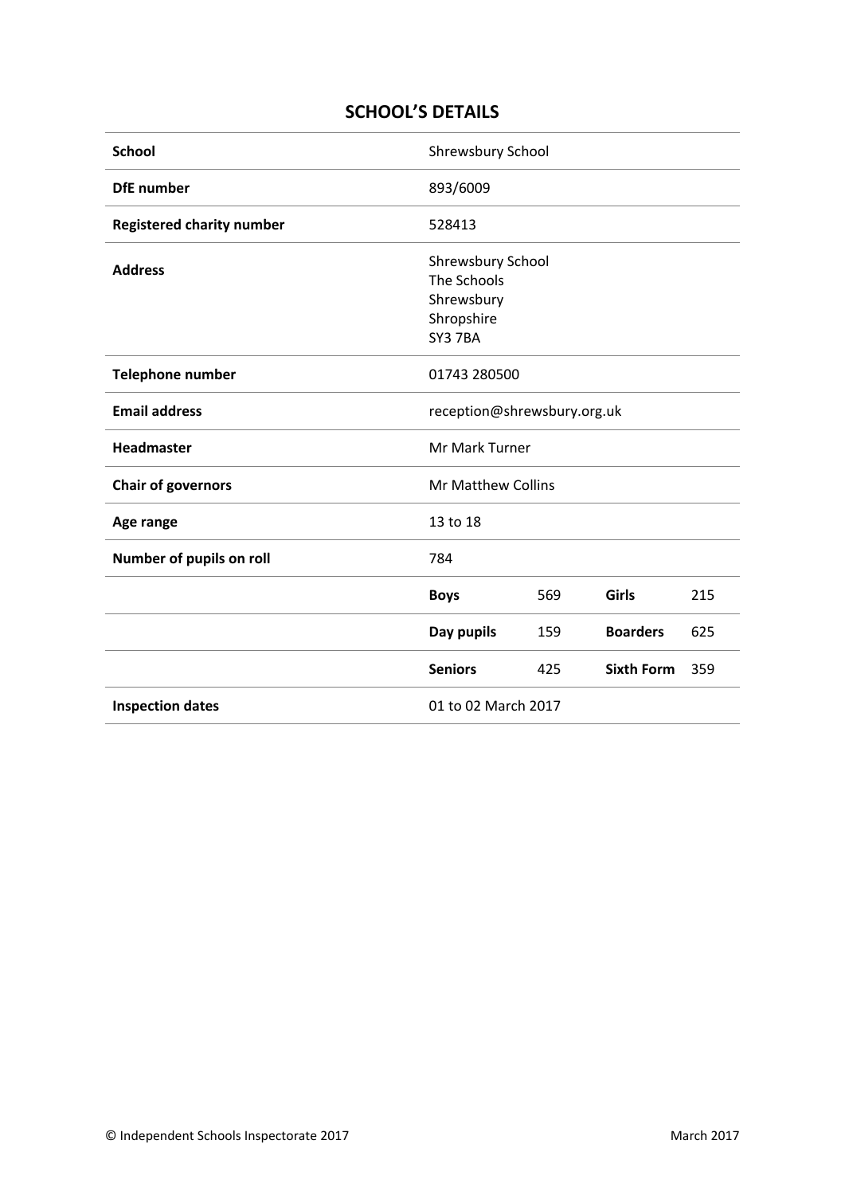## SCHOOL'S DETAILS

| | | | | |
|---|---|---|---|---|
| **School** | Shrewsbury School | | | |
| **DfE number** | 893/6009 | | | |
| **Registered charity number** | 528413 | | | |
| **Address** | Shrewsbury School<br>The Schools<br>Shrewsbury<br>Shropshire<br>SY3 7BA | | | |
| **Telephone number** | 01743 280500 | | | |
| **Email address** | reception@shrewsbury.org.uk | | | |
| **Headmaster** | Mr Mark Turner | | | |
| **Chair of governors** | Mr Matthew Collins | | | |
| **Age range** | 13 to 18 | | | |
| **Number of pupils on roll** | 784 | | | |
| | **Boys** | 569 | **Girls** | 215 |
| | **Day pupils** | 159 | **Boarders** | 625 |
| | **Seniors** | 425 | **Sixth Form** | 359 |
| **Inspection dates** | 01 to 02 March 2017 | | | |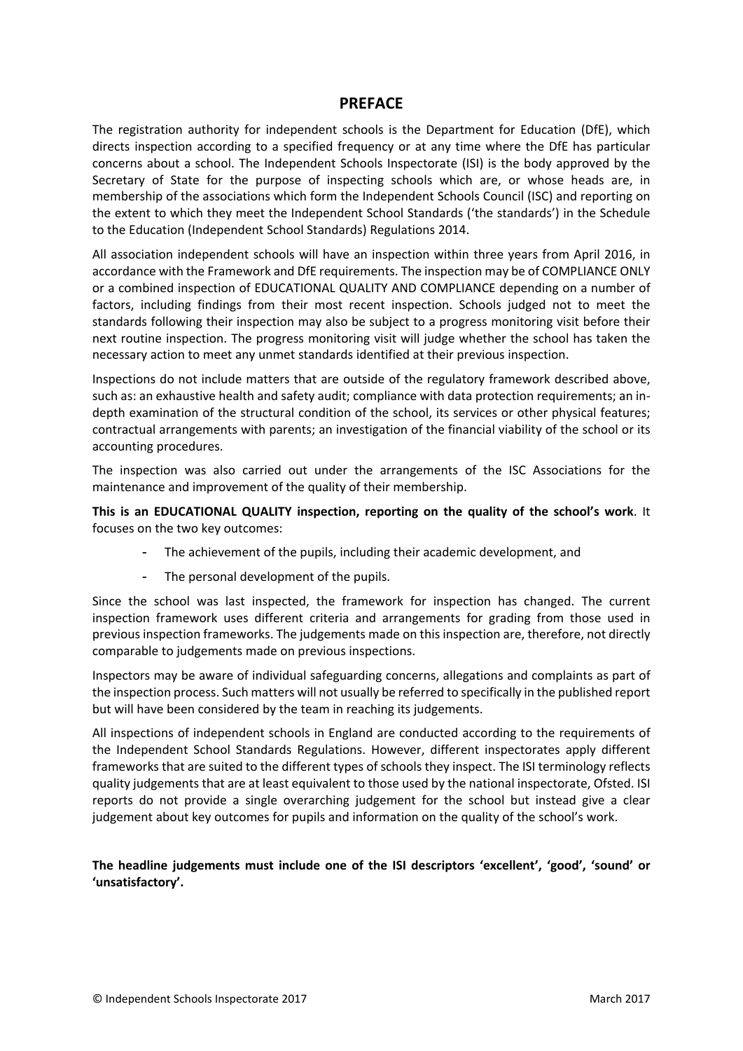## PREFACE

The registration authority for independent schools is the Department for Education (DfE), which directs inspection according to a specified frequency or at any time where the DfE has particular concerns about a school. The Independent Schools Inspectorate (ISI) is the body approved by the Secretary of State for the purpose of inspecting schools which are, or whose heads are, in membership of the associations which form the Independent Schools Council (ISC) and reporting on the extent to which they meet the Independent School Standards ('the standards') in the Schedule to the Education (Independent School Standards) Regulations 2014.

All association independent schools will have an inspection within three years from April 2016, in accordance with the Framework and DfE requirements. The inspection may be of COMPLIANCE ONLY or a combined inspection of EDUCATIONAL QUALITY AND COMPLIANCE depending on a number of factors, including findings from their most recent inspection. Schools judged not to meet the standards following their inspection may also be subject to a progress monitoring visit before their next routine inspection. The progress monitoring visit will judge whether the school has taken the necessary action to meet any unmet standards identified at their previous inspection.

Inspections do not include matters that are outside of the regulatory framework described above, such as: an exhaustive health and safety audit; compliance with data protection requirements; an in-depth examination of the structural condition of the school, its services or other physical features; contractual arrangements with parents; an investigation of the financial viability of the school or its accounting procedures.

The inspection was also carried out under the arrangements of the ISC Associations for the maintenance and improvement of the quality of their membership.

**This is an EDUCATIONAL QUALITY inspection, reporting on the quality of the school's work**. It focuses on the two key outcomes:

- The achievement of the pupils, including their academic development, and
- The personal development of the pupils.

Since the school was last inspected, the framework for inspection has changed. The current inspection framework uses different criteria and arrangements for grading from those used in previous inspection frameworks. The judgements made on this inspection are, therefore, not directly comparable to judgements made on previous inspections.

Inspectors may be aware of individual safeguarding concerns, allegations and complaints as part of the inspection process. Such matters will not usually be referred to specifically in the published report but will have been considered by the team in reaching its judgements.

All inspections of independent schools in England are conducted according to the requirements of the Independent School Standards Regulations. However, different inspectorates apply different frameworks that are suited to the different types of schools they inspect. The ISI terminology reflects quality judgements that are at least equivalent to those used by the national inspectorate, Ofsted. ISI reports do not provide a single overarching judgement for the school but instead give a clear judgement about key outcomes for pupils and information on the quality of the school's work.

**The headline judgements must include one of the ISI descriptors 'excellent', 'good', 'sound' or 'unsatisfactory'.**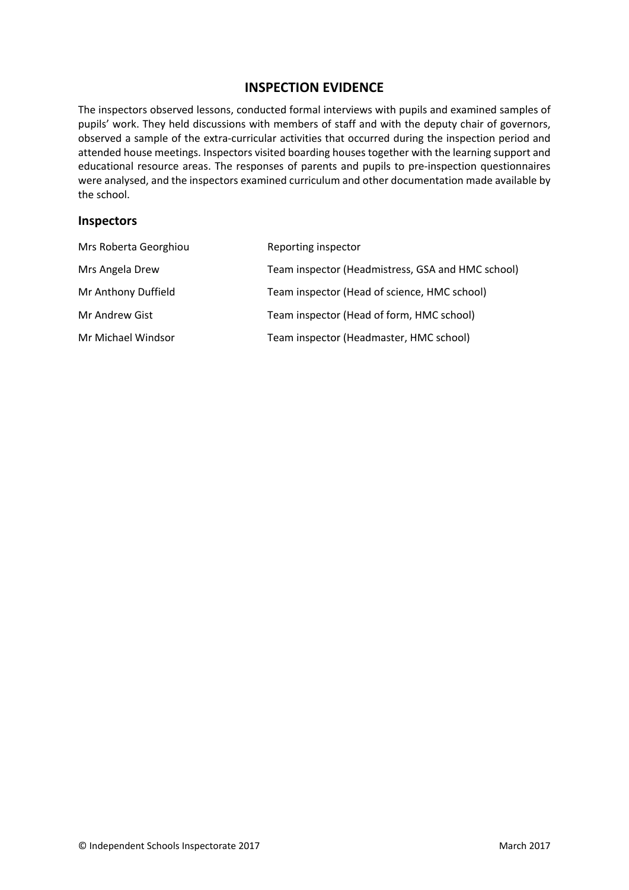## INSPECTION EVIDENCE

The inspectors observed lessons, conducted formal interviews with pupils and examined samples of pupils' work. They held discussions with members of staff and with the deputy chair of governors, observed a sample of the extra-curricular activities that occurred during the inspection period and attended house meetings. Inspectors visited boarding houses together with the learning support and educational resource areas. The responses of parents and pupils to pre-inspection questionnaires were analysed, and the inspectors examined curriculum and other documentation made available by the school.

### Inspectors

| | |
|---|---|
| Mrs Roberta Georghiou | Reporting inspector |
| Mrs Angela Drew | Team inspector (Headmistress, GSA and HMC school) |
| Mr Anthony Duffield | Team inspector (Head of science, HMC school) |
| Mr Andrew Gist | Team inspector (Head of form, HMC school) |
| Mr Michael Windsor | Team inspector (Headmaster, HMC school) |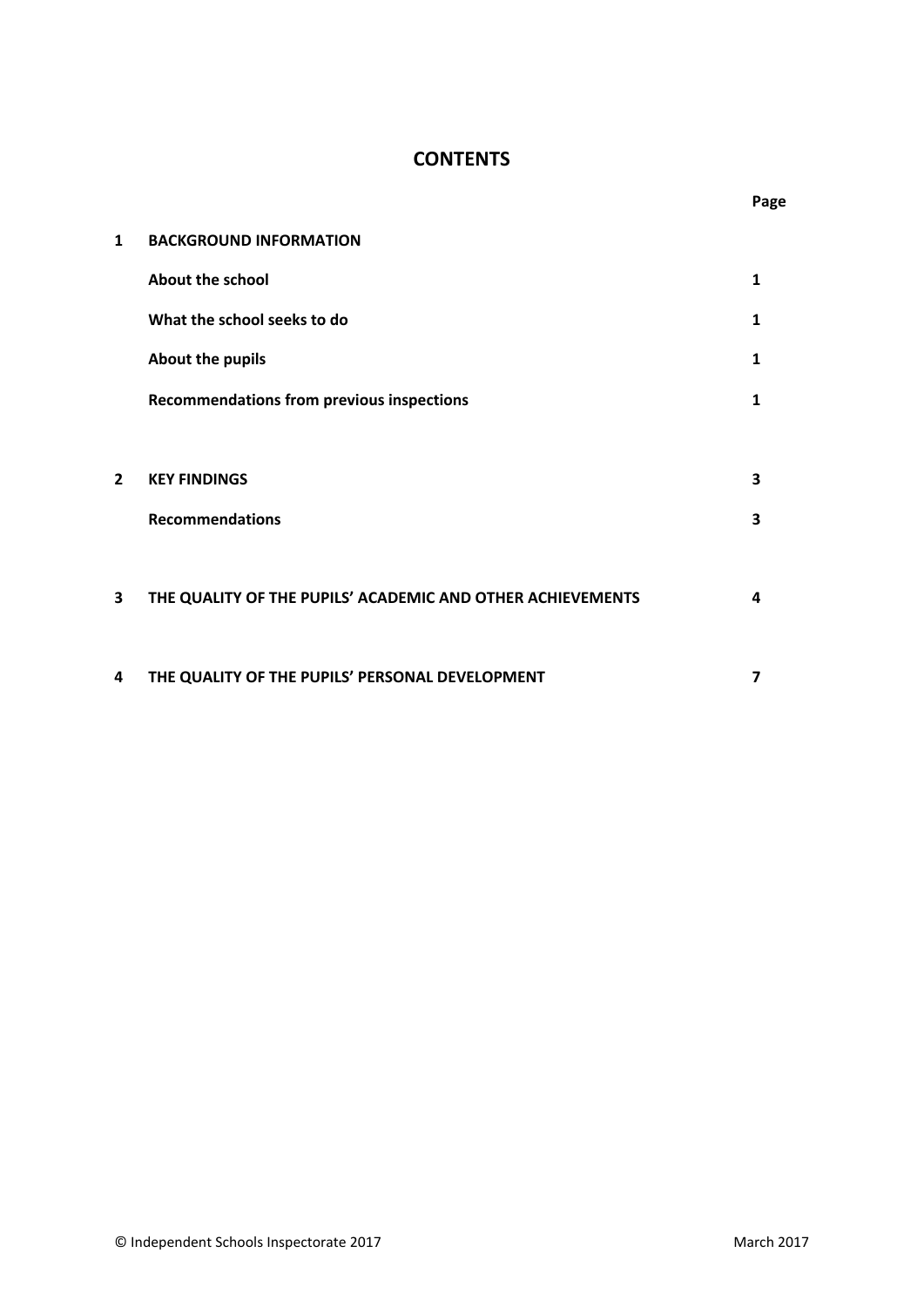# CONTENTS

| | | Page |
|---|---|---|
| **1** | **BACKGROUND INFORMATION** | |
| | **About the school** | **1** |
| | **What the school seeks to do** | **1** |
| | **About the pupils** | **1** |
| | **Recommendations from previous inspections** | **1** |
| **2** | **KEY FINDINGS** | **3** |
| | **Recommendations** | **3** |
| **3** | **THE QUALITY OF THE PUPILS' ACADEMIC AND OTHER ACHIEVEMENTS** | **4** |
| **4** | **THE QUALITY OF THE PUPILS' PERSONAL DEVELOPMENT** | **7** |

© Independent Schools Inspectorate 2017 March 2017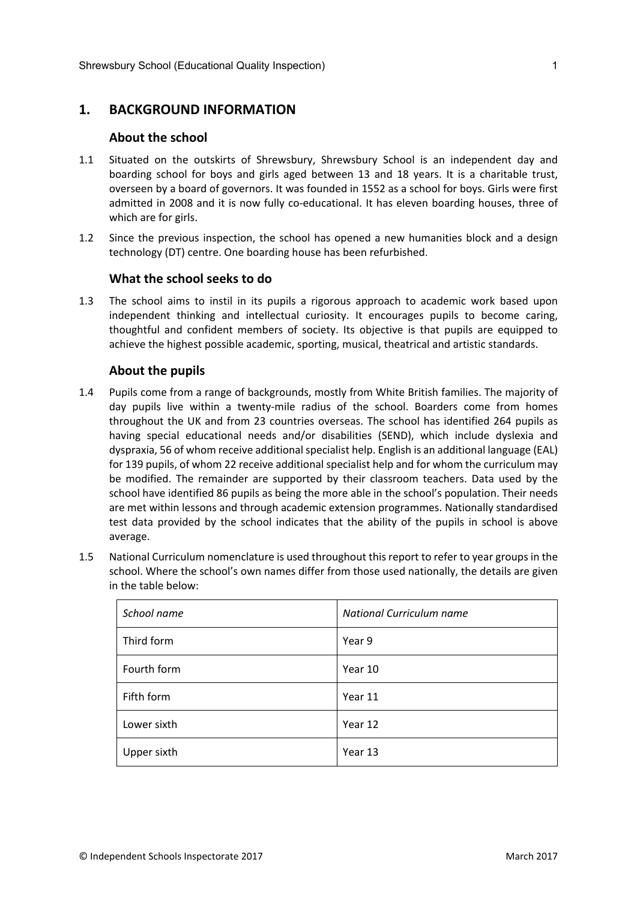## 1. BACKGROUND INFORMATION

### About the school

1.1 Situated on the outskirts of Shrewsbury, Shrewsbury School is an independent day and boarding school for boys and girls aged between 13 and 18 years. It is a charitable trust, overseen by a board of governors. It was founded in 1552 as a school for boys. Girls were first admitted in 2008 and it is now fully co-educational. It has eleven boarding houses, three of which are for girls.

1.2 Since the previous inspection, the school has opened a new humanities block and a design technology (DT) centre. One boarding house has been refurbished.

### What the school seeks to do

1.3 The school aims to instil in its pupils a rigorous approach to academic work based upon independent thinking and intellectual curiosity. It encourages pupils to become caring, thoughtful and confident members of society. Its objective is that pupils are equipped to achieve the highest possible academic, sporting, musical, theatrical and artistic standards.

### About the pupils

1.4 Pupils come from a range of backgrounds, mostly from White British families. The majority of day pupils live within a twenty-mile radius of the school. Boarders come from homes throughout the UK and from 23 countries overseas. The school has identified 264 pupils as having special educational needs and/or disabilities (SEND), which include dyslexia and dyspraxia, 56 of whom receive additional specialist help. English is an additional language (EAL) for 139 pupils, of whom 22 receive additional specialist help and for whom the curriculum may be modified. The remainder are supported by their classroom teachers. Data used by the school have identified 86 pupils as being the more able in the school's population. Their needs are met within lessons and through academic extension programmes. Nationally standardised test data provided by the school indicates that the ability of the pupils in school is above average.

1.5 National Curriculum nomenclature is used throughout this report to refer to year groups in the school. Where the school's own names differ from those used nationally, the details are given in the table below:

| *School name* | *National Curriculum name* |
|---|---|
| Third form | Year 9 |
| Fourth form | Year 10 |
| Fifth form | Year 11 |
| Lower sixth | Year 12 |
| Upper sixth | Year 13 |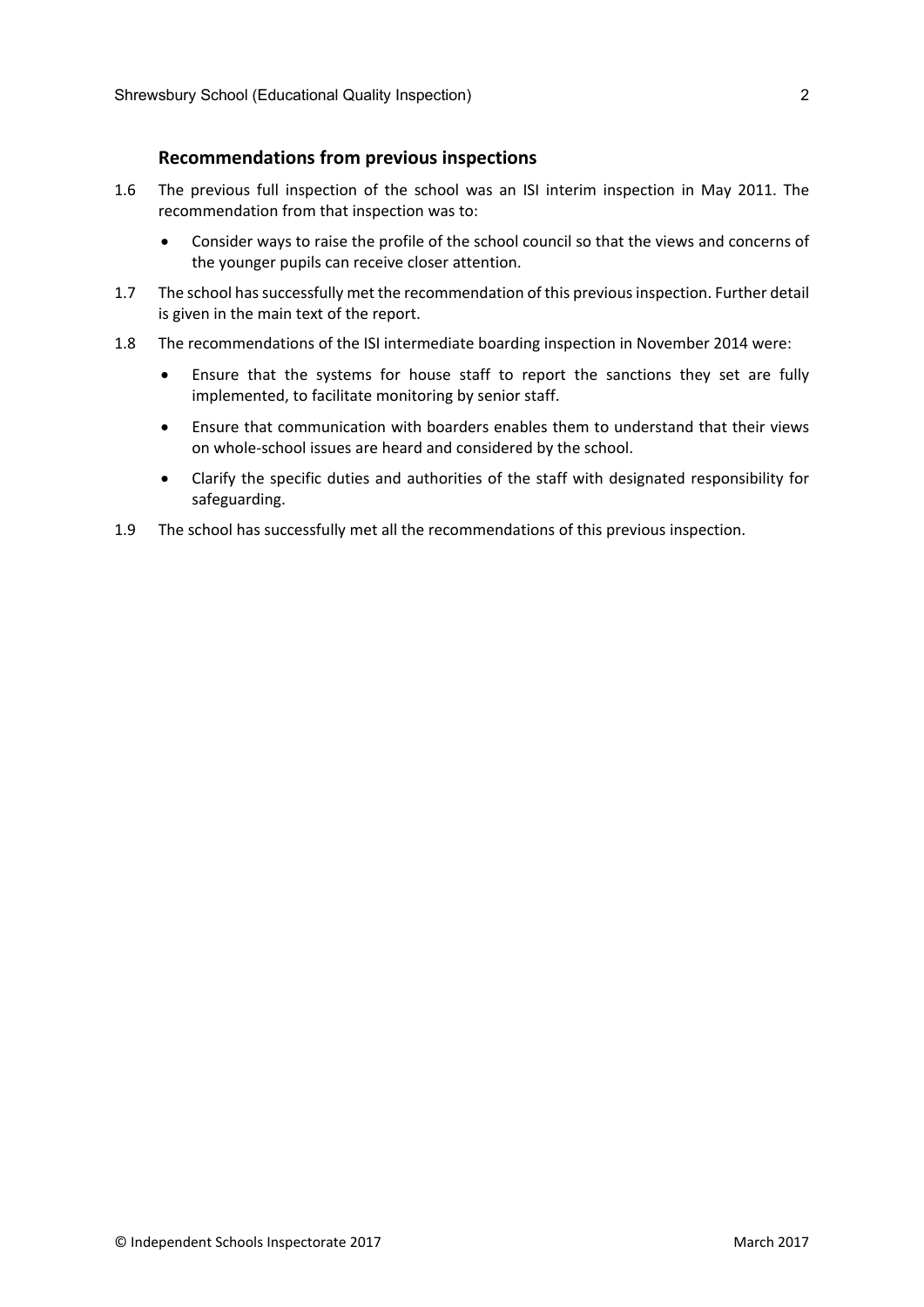### Recommendations from previous inspections

1.6 The previous full inspection of the school was an ISI interim inspection in May 2011. The recommendation from that inspection was to:

- Consider ways to raise the profile of the school council so that the views and concerns of the younger pupils can receive closer attention.

1.7 The school has successfully met the recommendation of this previous inspection. Further detail is given in the main text of the report.

1.8 The recommendations of the ISI intermediate boarding inspection in November 2014 were:

- Ensure that the systems for house staff to report the sanctions they set are fully implemented, to facilitate monitoring by senior staff.
- Ensure that communication with boarders enables them to understand that their views on whole-school issues are heard and considered by the school.
- Clarify the specific duties and authorities of the staff with designated responsibility for safeguarding.

1.9 The school has successfully met all the recommendations of this previous inspection.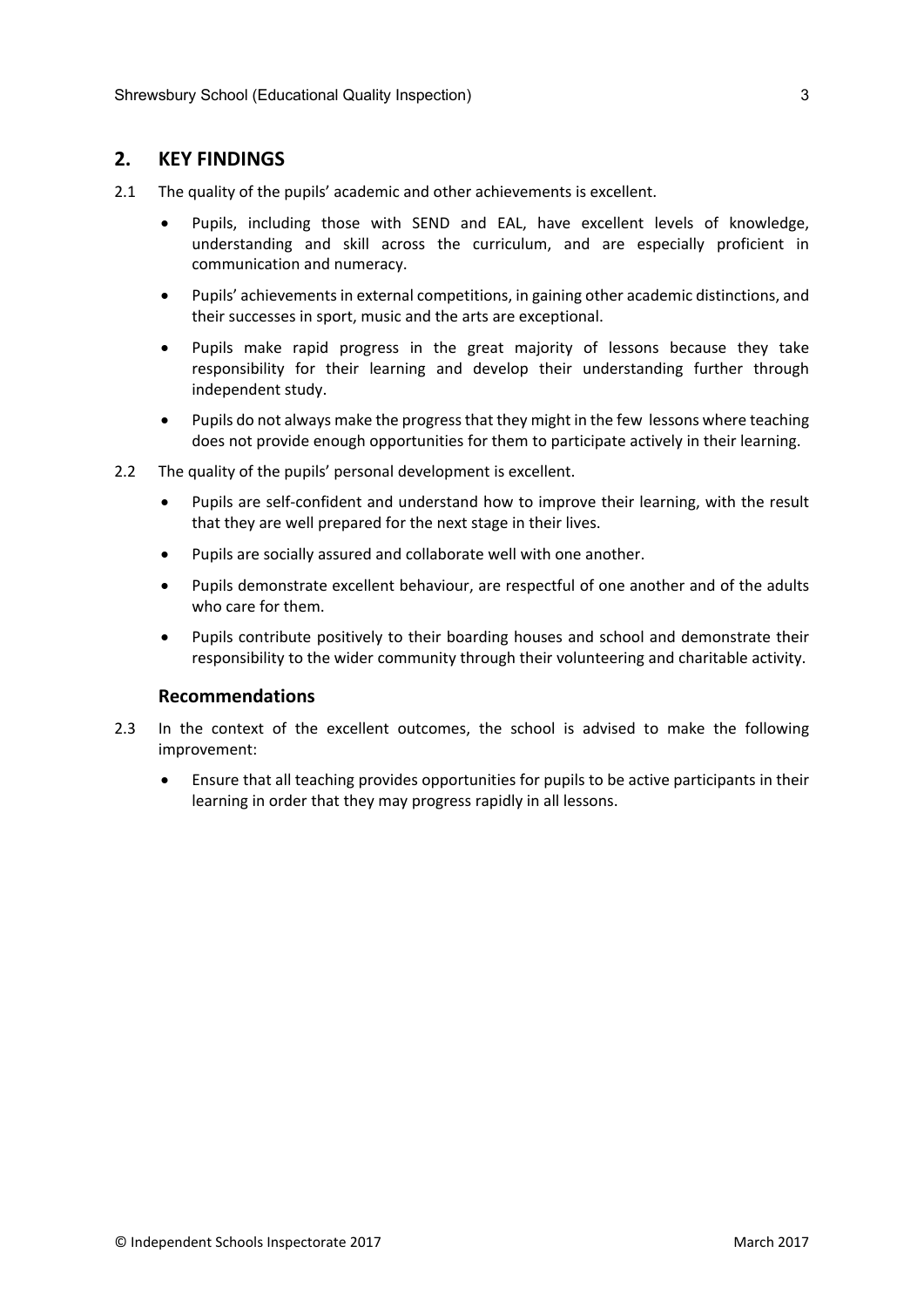## 2. KEY FINDINGS

2.1 The quality of the pupils' academic and other achievements is excellent.

- Pupils, including those with SEND and EAL, have excellent levels of knowledge, understanding and skill across the curriculum, and are especially proficient in communication and numeracy.
- Pupils' achievements in external competitions, in gaining other academic distinctions, and their successes in sport, music and the arts are exceptional.
- Pupils make rapid progress in the great majority of lessons because they take responsibility for their learning and develop their understanding further through independent study.
- Pupils do not always make the progress that they might in the few lessons where teaching does not provide enough opportunities for them to participate actively in their learning.

2.2 The quality of the pupils' personal development is excellent.

- Pupils are self-confident and understand how to improve their learning, with the result that they are well prepared for the next stage in their lives.
- Pupils are socially assured and collaborate well with one another.
- Pupils demonstrate excellent behaviour, are respectful of one another and of the adults who care for them.
- Pupils contribute positively to their boarding houses and school and demonstrate their responsibility to the wider community through their volunteering and charitable activity.

### Recommendations

2.3 In the context of the excellent outcomes, the school is advised to make the following improvement:

- Ensure that all teaching provides opportunities for pupils to be active participants in their learning in order that they may progress rapidly in all lessons.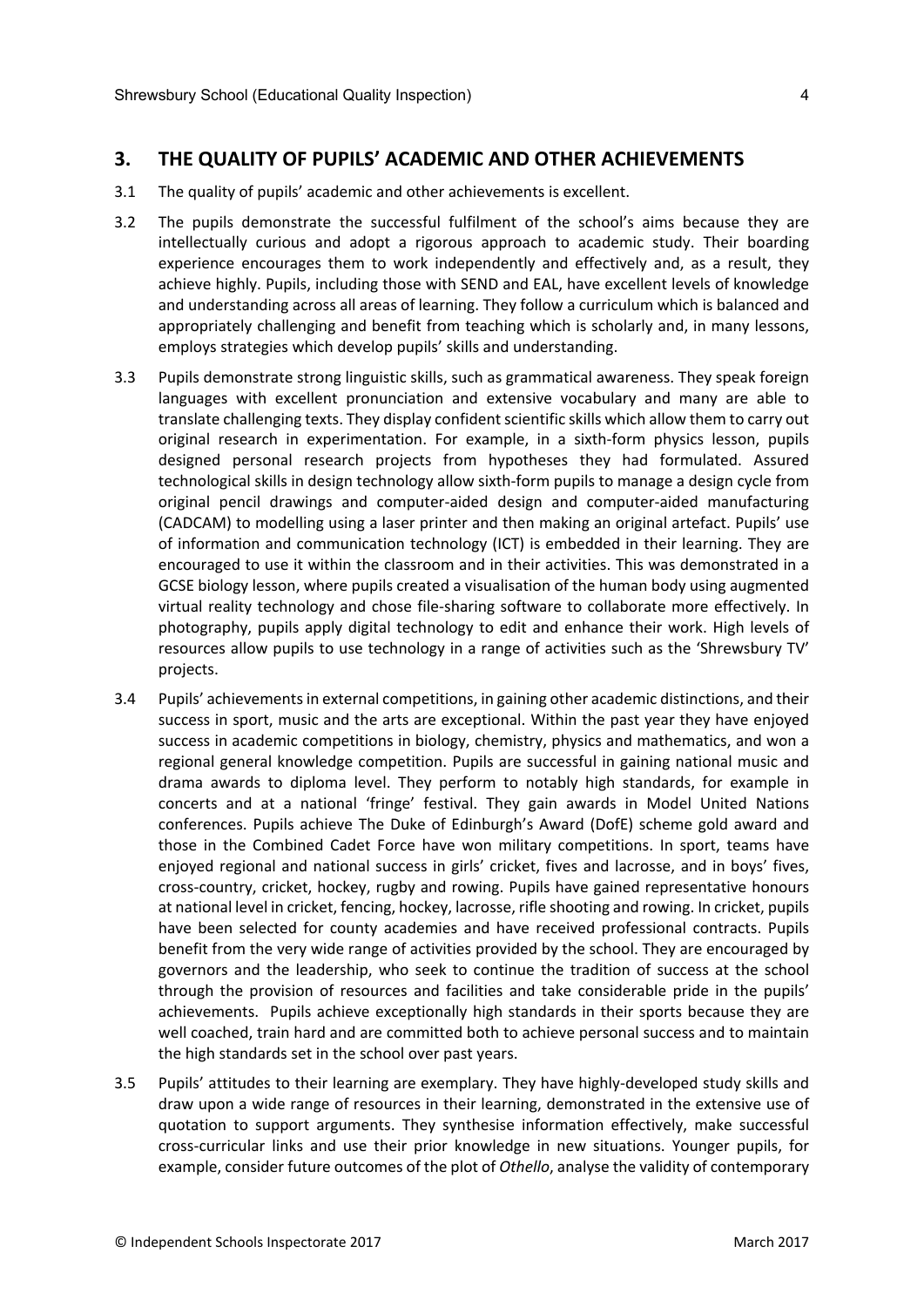## 3. THE QUALITY OF PUPILS' ACADEMIC AND OTHER ACHIEVEMENTS

3.1 The quality of pupils' academic and other achievements is excellent.

3.2 The pupils demonstrate the successful fulfilment of the school's aims because they are intellectually curious and adopt a rigorous approach to academic study. Their boarding experience encourages them to work independently and effectively and, as a result, they achieve highly. Pupils, including those with SEND and EAL, have excellent levels of knowledge and understanding across all areas of learning. They follow a curriculum which is balanced and appropriately challenging and benefit from teaching which is scholarly and, in many lessons, employs strategies which develop pupils' skills and understanding.

3.3 Pupils demonstrate strong linguistic skills, such as grammatical awareness. They speak foreign languages with excellent pronunciation and extensive vocabulary and many are able to translate challenging texts. They display confident scientific skills which allow them to carry out original research in experimentation. For example, in a sixth-form physics lesson, pupils designed personal research projects from hypotheses they had formulated. Assured technological skills in design technology allow sixth-form pupils to manage a design cycle from original pencil drawings and computer-aided design and computer-aided manufacturing (CADCAM) to modelling using a laser printer and then making an original artefact. Pupils' use of information and communication technology (ICT) is embedded in their learning. They are encouraged to use it within the classroom and in their activities. This was demonstrated in a GCSE biology lesson, where pupils created a visualisation of the human body using augmented virtual reality technology and chose file-sharing software to collaborate more effectively. In photography, pupils apply digital technology to edit and enhance their work. High levels of resources allow pupils to use technology in a range of activities such as the 'Shrewsbury TV' projects.

3.4 Pupils' achievements in external competitions, in gaining other academic distinctions, and their success in sport, music and the arts are exceptional. Within the past year they have enjoyed success in academic competitions in biology, chemistry, physics and mathematics, and won a regional general knowledge competition. Pupils are successful in gaining national music and drama awards to diploma level. They perform to notably high standards, for example in concerts and at a national 'fringe' festival. They gain awards in Model United Nations conferences. Pupils achieve The Duke of Edinburgh's Award (DofE) scheme gold award and those in the Combined Cadet Force have won military competitions. In sport, teams have enjoyed regional and national success in girls' cricket, fives and lacrosse, and in boys' fives, cross-country, cricket, hockey, rugby and rowing. Pupils have gained representative honours at national level in cricket, fencing, hockey, lacrosse, rifle shooting and rowing. In cricket, pupils have been selected for county academies and have received professional contracts. Pupils benefit from the very wide range of activities provided by the school. They are encouraged by governors and the leadership, who seek to continue the tradition of success at the school through the provision of resources and facilities and take considerable pride in the pupils' achievements. Pupils achieve exceptionally high standards in their sports because they are well coached, train hard and are committed both to achieve personal success and to maintain the high standards set in the school over past years.

3.5 Pupils' attitudes to their learning are exemplary. They have highly-developed study skills and draw upon a wide range of resources in their learning, demonstrated in the extensive use of quotation to support arguments. They synthesise information effectively, make successful cross-curricular links and use their prior knowledge in new situations. Younger pupils, for example, consider future outcomes of the plot of *Othello*, analyse the validity of contemporary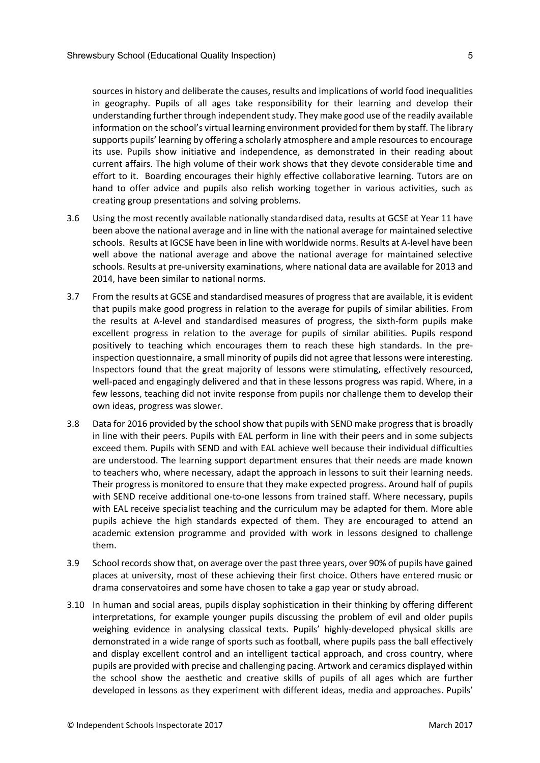sources in history and deliberate the causes, results and implications of world food inequalities in geography. Pupils of all ages take responsibility for their learning and develop their understanding further through independent study. They make good use of the readily available information on the school's virtual learning environment provided for them by staff. The library supports pupils' learning by offering a scholarly atmosphere and ample resources to encourage its use. Pupils show initiative and independence, as demonstrated in their reading about current affairs. The high volume of their work shows that they devote considerable time and effort to it. Boarding encourages their highly effective collaborative learning. Tutors are on hand to offer advice and pupils also relish working together in various activities, such as creating group presentations and solving problems.

3.6 Using the most recently available nationally standardised data, results at GCSE at Year 11 have been above the national average and in line with the national average for maintained selective schools. Results at IGCSE have been in line with worldwide norms. Results at A-level have been well above the national average and above the national average for maintained selective schools. Results at pre-university examinations, where national data are available for 2013 and 2014, have been similar to national norms.

3.7 From the results at GCSE and standardised measures of progress that are available, it is evident that pupils make good progress in relation to the average for pupils of similar abilities. From the results at A-level and standardised measures of progress, the sixth-form pupils make excellent progress in relation to the average for pupils of similar abilities. Pupils respond positively to teaching which encourages them to reach these high standards. In the pre-inspection questionnaire, a small minority of pupils did not agree that lessons were interesting. Inspectors found that the great majority of lessons were stimulating, effectively resourced, well-paced and engagingly delivered and that in these lessons progress was rapid. Where, in a few lessons, teaching did not invite response from pupils nor challenge them to develop their own ideas, progress was slower.

3.8 Data for 2016 provided by the school show that pupils with SEND make progress that is broadly in line with their peers. Pupils with EAL perform in line with their peers and in some subjects exceed them. Pupils with SEND and with EAL achieve well because their individual difficulties are understood. The learning support department ensures that their needs are made known to teachers who, where necessary, adapt the approach in lessons to suit their learning needs. Their progress is monitored to ensure that they make expected progress. Around half of pupils with SEND receive additional one-to-one lessons from trained staff. Where necessary, pupils with EAL receive specialist teaching and the curriculum may be adapted for them. More able pupils achieve the high standards expected of them. They are encouraged to attend an academic extension programme and provided with work in lessons designed to challenge them.

3.9 School records show that, on average over the past three years, over 90% of pupils have gained places at university, most of these achieving their first choice. Others have entered music or drama conservatoires and some have chosen to take a gap year or study abroad.

3.10 In human and social areas, pupils display sophistication in their thinking by offering different interpretations, for example younger pupils discussing the problem of evil and older pupils weighing evidence in analysing classical texts. Pupils' highly-developed physical skills are demonstrated in a wide range of sports such as football, where pupils pass the ball effectively and display excellent control and an intelligent tactical approach, and cross country, where pupils are provided with precise and challenging pacing. Artwork and ceramics displayed within the school show the aesthetic and creative skills of pupils of all ages which are further developed in lessons as they experiment with different ideas, media and approaches. Pupils'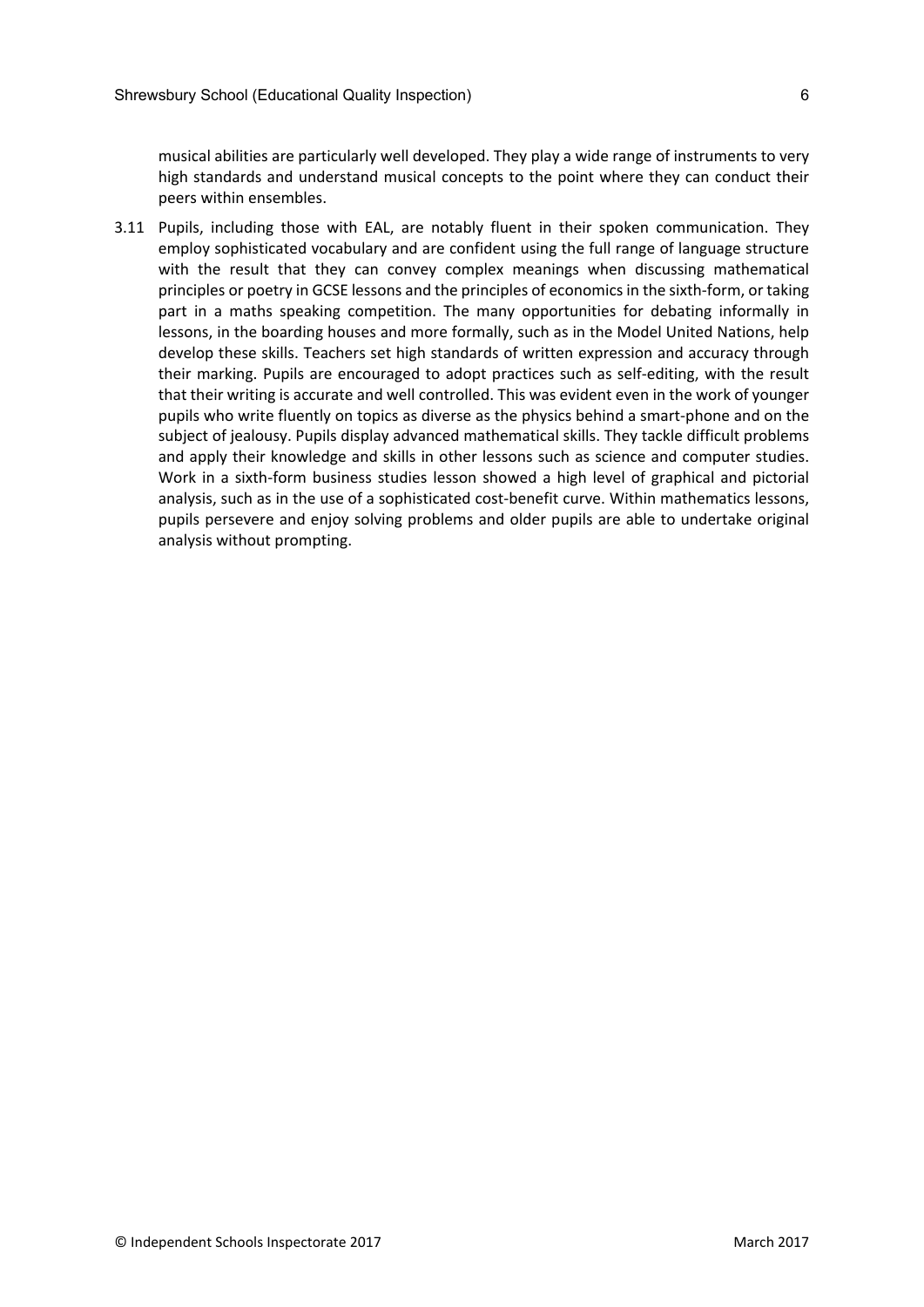musical abilities are particularly well developed. They play a wide range of instruments to very high standards and understand musical concepts to the point where they can conduct their peers within ensembles.

3.11 Pupils, including those with EAL, are notably fluent in their spoken communication. They employ sophisticated vocabulary and are confident using the full range of language structure with the result that they can convey complex meanings when discussing mathematical principles or poetry in GCSE lessons and the principles of economics in the sixth-form, or taking part in a maths speaking competition. The many opportunities for debating informally in lessons, in the boarding houses and more formally, such as in the Model United Nations, help develop these skills. Teachers set high standards of written expression and accuracy through their marking. Pupils are encouraged to adopt practices such as self-editing, with the result that their writing is accurate and well controlled. This was evident even in the work of younger pupils who write fluently on topics as diverse as the physics behind a smart-phone and on the subject of jealousy. Pupils display advanced mathematical skills. They tackle difficult problems and apply their knowledge and skills in other lessons such as science and computer studies. Work in a sixth-form business studies lesson showed a high level of graphical and pictorial analysis, such as in the use of a sophisticated cost-benefit curve. Within mathematics lessons, pupils persevere and enjoy solving problems and older pupils are able to undertake original analysis without prompting.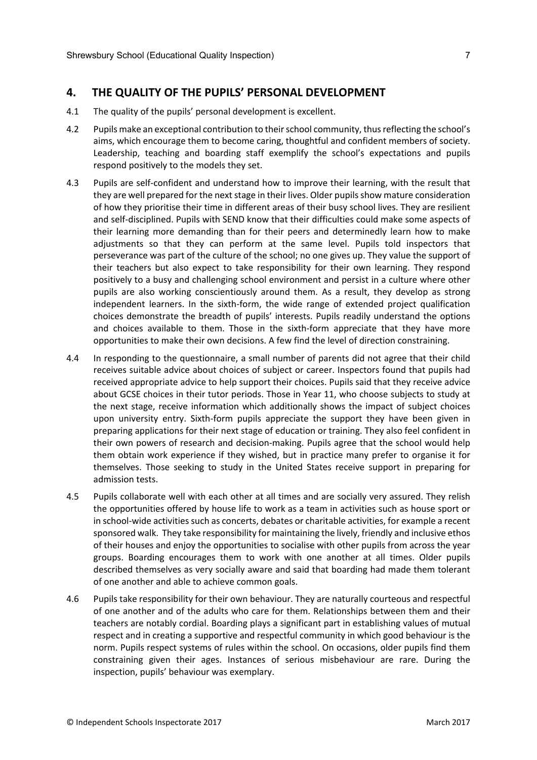## 4. THE QUALITY OF THE PUPILS' PERSONAL DEVELOPMENT

4.1 The quality of the pupils' personal development is excellent.

4.2 Pupils make an exceptional contribution to their school community, thus reflecting the school's aims, which encourage them to become caring, thoughtful and confident members of society. Leadership, teaching and boarding staff exemplify the school's expectations and pupils respond positively to the models they set.

4.3 Pupils are self-confident and understand how to improve their learning, with the result that they are well prepared for the next stage in their lives. Older pupils show mature consideration of how they prioritise their time in different areas of their busy school lives. They are resilient and self-disciplined. Pupils with SEND know that their difficulties could make some aspects of their learning more demanding than for their peers and determinedly learn how to make adjustments so that they can perform at the same level. Pupils told inspectors that perseverance was part of the culture of the school; no one gives up. They value the support of their teachers but also expect to take responsibility for their own learning. They respond positively to a busy and challenging school environment and persist in a culture where other pupils are also working conscientiously around them. As a result, they develop as strong independent learners. In the sixth-form, the wide range of extended project qualification choices demonstrate the breadth of pupils' interests. Pupils readily understand the options and choices available to them. Those in the sixth-form appreciate that they have more opportunities to make their own decisions. A few find the level of direction constraining.

4.4 In responding to the questionnaire, a small number of parents did not agree that their child receives suitable advice about choices of subject or career. Inspectors found that pupils had received appropriate advice to help support their choices. Pupils said that they receive advice about GCSE choices in their tutor periods. Those in Year 11, who choose subjects to study at the next stage, receive information which additionally shows the impact of subject choices upon university entry. Sixth-form pupils appreciate the support they have been given in preparing applications for their next stage of education or training. They also feel confident in their own powers of research and decision-making. Pupils agree that the school would help them obtain work experience if they wished, but in practice many prefer to organise it for themselves. Those seeking to study in the United States receive support in preparing for admission tests.

4.5 Pupils collaborate well with each other at all times and are socially very assured. They relish the opportunities offered by house life to work as a team in activities such as house sport or in school-wide activities such as concerts, debates or charitable activities, for example a recent sponsored walk. They take responsibility for maintaining the lively, friendly and inclusive ethos of their houses and enjoy the opportunities to socialise with other pupils from across the year groups. Boarding encourages them to work with one another at all times. Older pupils described themselves as very socially aware and said that boarding had made them tolerant of one another and able to achieve common goals.

4.6 Pupils take responsibility for their own behaviour. They are naturally courteous and respectful of one another and of the adults who care for them. Relationships between them and their teachers are notably cordial. Boarding plays a significant part in establishing values of mutual respect and in creating a supportive and respectful community in which good behaviour is the norm. Pupils respect systems of rules within the school. On occasions, older pupils find them constraining given their ages. Instances of serious misbehaviour are rare. During the inspection, pupils' behaviour was exemplary.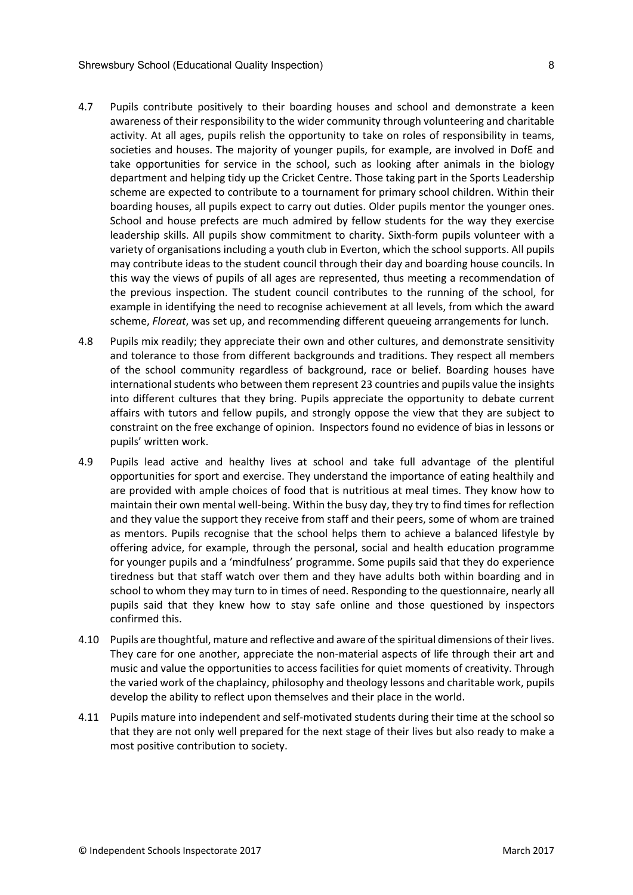4.7 Pupils contribute positively to their boarding houses and school and demonstrate a keen awareness of their responsibility to the wider community through volunteering and charitable activity. At all ages, pupils relish the opportunity to take on roles of responsibility in teams, societies and houses. The majority of younger pupils, for example, are involved in DofE and take opportunities for service in the school, such as looking after animals in the biology department and helping tidy up the Cricket Centre. Those taking part in the Sports Leadership scheme are expected to contribute to a tournament for primary school children. Within their boarding houses, all pupils expect to carry out duties. Older pupils mentor the younger ones. School and house prefects are much admired by fellow students for the way they exercise leadership skills. All pupils show commitment to charity. Sixth-form pupils volunteer with a variety of organisations including a youth club in Everton, which the school supports. All pupils may contribute ideas to the student council through their day and boarding house councils. In this way the views of pupils of all ages are represented, thus meeting a recommendation of the previous inspection. The student council contributes to the running of the school, for example in identifying the need to recognise achievement at all levels, from which the award scheme, *Floreat*, was set up, and recommending different queueing arrangements for lunch.

4.8 Pupils mix readily; they appreciate their own and other cultures, and demonstrate sensitivity and tolerance to those from different backgrounds and traditions. They respect all members of the school community regardless of background, race or belief. Boarding houses have international students who between them represent 23 countries and pupils value the insights into different cultures that they bring. Pupils appreciate the opportunity to debate current affairs with tutors and fellow pupils, and strongly oppose the view that they are subject to constraint on the free exchange of opinion. Inspectors found no evidence of bias in lessons or pupils' written work.

4.9 Pupils lead active and healthy lives at school and take full advantage of the plentiful opportunities for sport and exercise. They understand the importance of eating healthily and are provided with ample choices of food that is nutritious at meal times. They know how to maintain their own mental well-being. Within the busy day, they try to find times for reflection and they value the support they receive from staff and their peers, some of whom are trained as mentors. Pupils recognise that the school helps them to achieve a balanced lifestyle by offering advice, for example, through the personal, social and health education programme for younger pupils and a 'mindfulness' programme. Some pupils said that they do experience tiredness but that staff watch over them and they have adults both within boarding and in school to whom they may turn to in times of need. Responding to the questionnaire, nearly all pupils said that they knew how to stay safe online and those questioned by inspectors confirmed this.

4.10 Pupils are thoughtful, mature and reflective and aware of the spiritual dimensions of their lives. They care for one another, appreciate the non-material aspects of life through their art and music and value the opportunities to access facilities for quiet moments of creativity. Through the varied work of the chaplaincy, philosophy and theology lessons and charitable work, pupils develop the ability to reflect upon themselves and their place in the world.

4.11 Pupils mature into independent and self-motivated students during their time at the school so that they are not only well prepared for the next stage of their lives but also ready to make a most positive contribution to society.